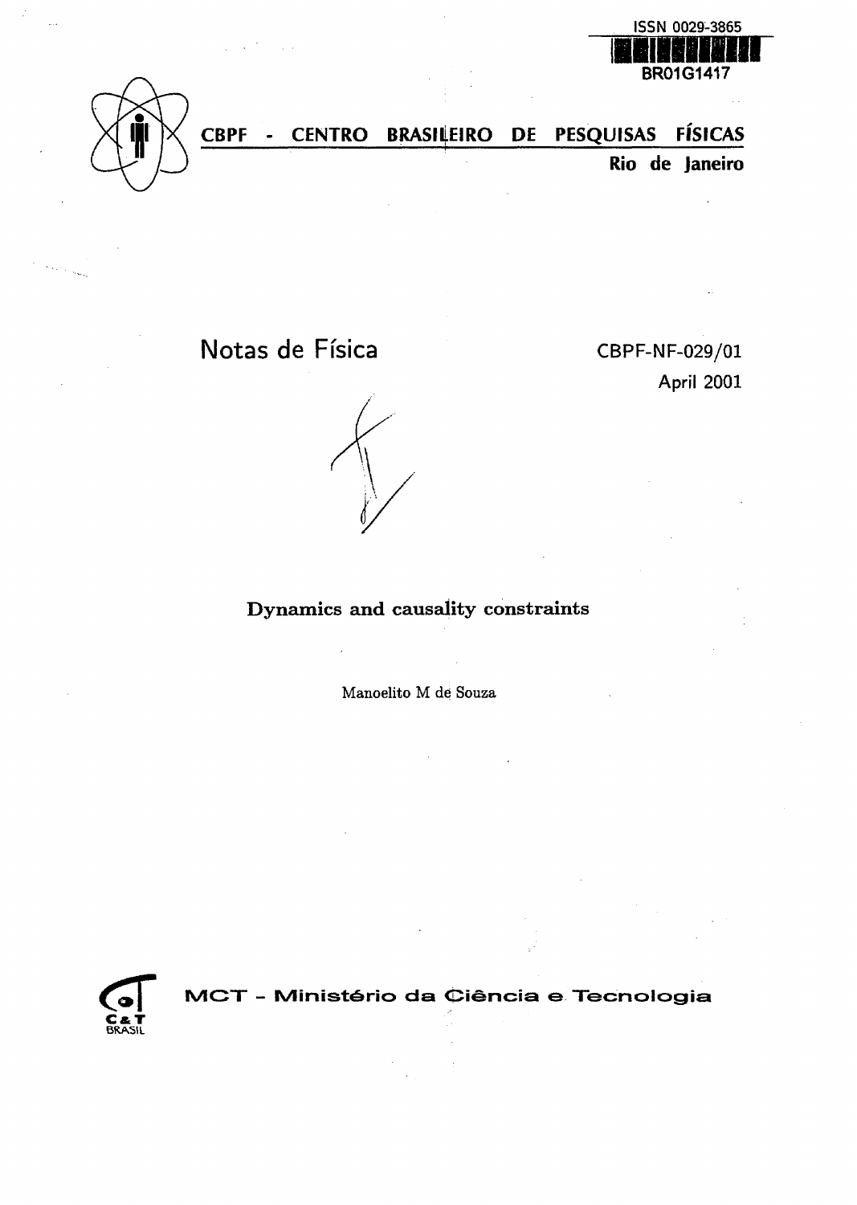ISSN 0029-3865

BR01G1417

**CBPF - CENTRO BRASILEIRO DE PESQUISAS FÍSICAS**

**Rio de Janeiro**

# Notas de Física

CBPF-NF-029/01

April 2001

## Dynamics and causality constraints

Manoelito M de Souza

**MCT - Ministério da Ciência e Tecnologia**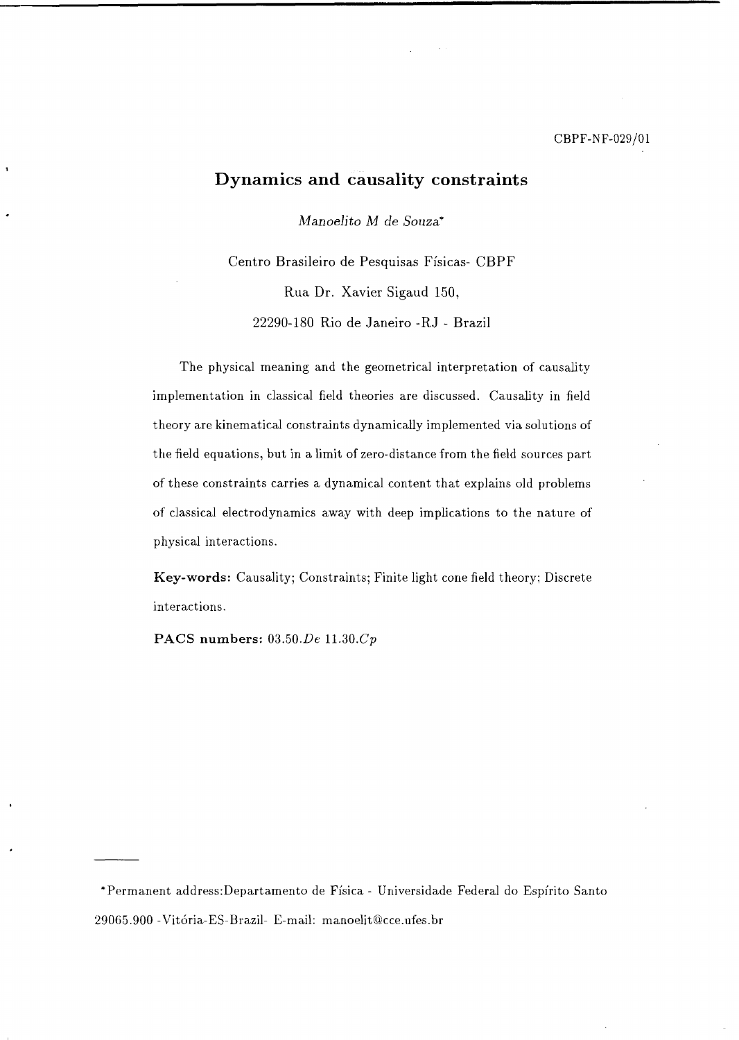CBPF-NF-029/01

# Dynamics and causality constraints

*Manoelito M de Souza*\*

Centro Brasileiro de Pesquisas Físicas- CBPF

Rua Dr. Xavier Sigaud 150,

22290-180 Rio de Janeiro -RJ - Brazil

The physical meaning and the geometrical interpretation of causality implementation in classical field theories are discussed. Causality in field theory are kinematical constraints dynamically implemented via solutions of the field equations, but in a limit of zero-distance from the field sources part of these constraints carries a dynamical content that explains old problems of classical electrodynamics away with deep implications to the nature of physical interactions.

**Key-words:** Causality; Constraints; Finite light cone field theory; Discrete interactions.

**PACS numbers:** $03.50.De$ $11.30.Cp$

---

\*Permanent address:Departamento de Física - Universidade Federal do Espírito Santo 29065.900 -Vitória-ES-Brazil- E-mail: manoelit@cce.ufes.br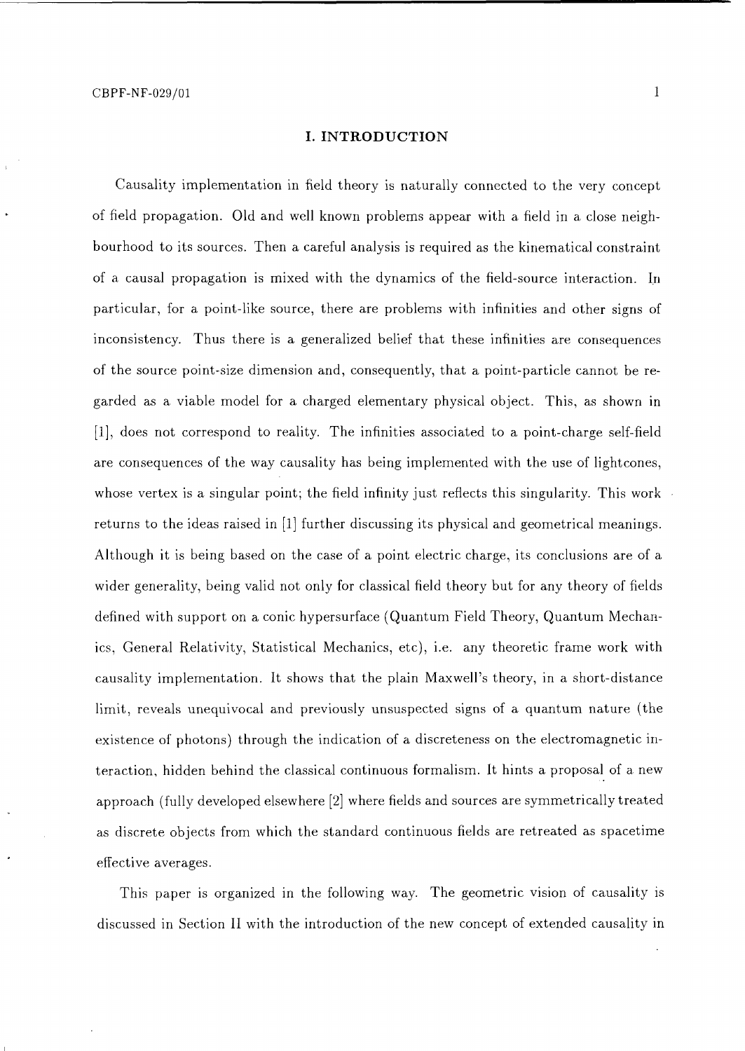## I. INTRODUCTION

Causality implementation in field theory is naturally connected to the very concept of field propagation. Old and well known problems appear with a field in a close neighbourhood to its sources. Then a careful analysis is required as the kinematical constraint of a causal propagation is mixed with the dynamics of the field-source interaction. In particular, for a point-like source, there are problems with infinities and other signs of inconsistency. Thus there is a generalized belief that these infinities are consequences of the source point-size dimension and, consequently, that a point-particle cannot be regarded as a viable model for a charged elementary physical object. This, as shown in [1], does not correspond to reality. The infinities associated to a point-charge self-field are consequences of the way causality has being implemented with the use of lightcones, whose vertex is a singular point; the field infinity just reflects this singularity. This work returns to the ideas raised in [1] further discussing its physical and geometrical meanings. Although it is being based on the case of a point electric charge, its conclusions are of a wider generality, being valid not only for classical field theory but for any theory of fields defined with support on a conic hypersurface (Quantum Field Theory, Quantum Mechanics, General Relativity, Statistical Mechanics, etc), i.e. any theoretic frame work with causality implementation. It shows that the plain Maxwell's theory, in a short-distance limit, reveals unequivocal and previously unsuspected signs of a quantum nature (the existence of photons) through the indication of a discreteness on the electromagnetic interaction, hidden behind the classical continuous formalism. It hints a proposal of a new approach (fully developed elsewhere [2] where fields and sources are symmetrically treated as discrete objects from which the standard continuous fields are retreated as spacetime effective averages.

This paper is organized in the following way. The geometric vision of causality is discussed in Section II with the introduction of the new concept of extended causality in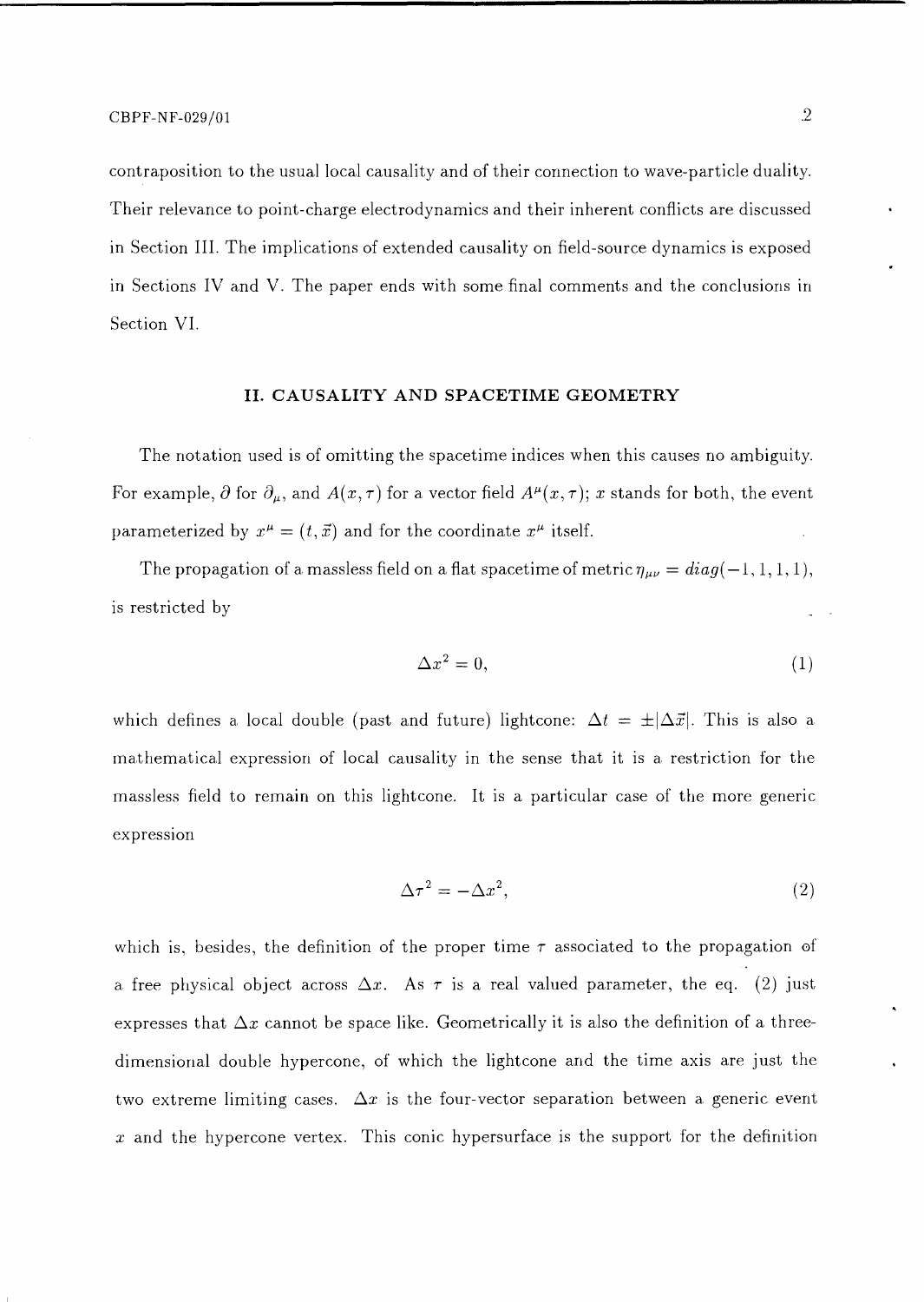contraposition to the usual local causality and of their connection to wave-particle duality. Their relevance to point-charge electrodynamics and their inherent conflicts are discussed in Section III. The implications of extended causality on field-source dynamics is exposed in Sections IV and V. The paper ends with some final comments and the conclusions in Section VI.

## II. CAUSALITY AND SPACETIME GEOMETRY

The notation used is of omitting the spacetime indices when this causes no ambiguity. For example, $\partial$ for $\partial_{\mu}$, and $A(x,\tau)$ for a vector field $A^{\mu}(x,\tau)$; $x$ stands for both, the event parameterized by $x^{\mu}=(t,\vec{x})$ and for the coordinate $x^{\mu}$ itself.

The propagation of a massless field on a flat spacetime of metric $\eta_{\mu\nu}=diag(-1,1,1,1)$, is restricted by

$$\Delta x^2 = 0, \tag{1}$$

which defines a local double (past and future) lightcone: $\Delta t = \pm|\Delta\vec{x}|$. This is also a mathematical expression of local causality in the sense that it is a restriction for the massless field to remain on this lightcone. It is a particular case of the more generic expression

$$\Delta\tau^2 = -\Delta x^2, \tag{2}$$

which is, besides, the definition of the proper time $\tau$ associated to the propagation of a free physical object across $\Delta x$. As $\tau$ is a real valued parameter, the eq. (2) just expresses that $\Delta x$ cannot be space like. Geometrically it is also the definition of a three-dimensional double hypercone, of which the lightcone and the time axis are just the two extreme limiting cases. $\Delta x$ is the four-vector separation between a generic event $x$ and the hypercone vertex. This conic hypersurface is the support for the definition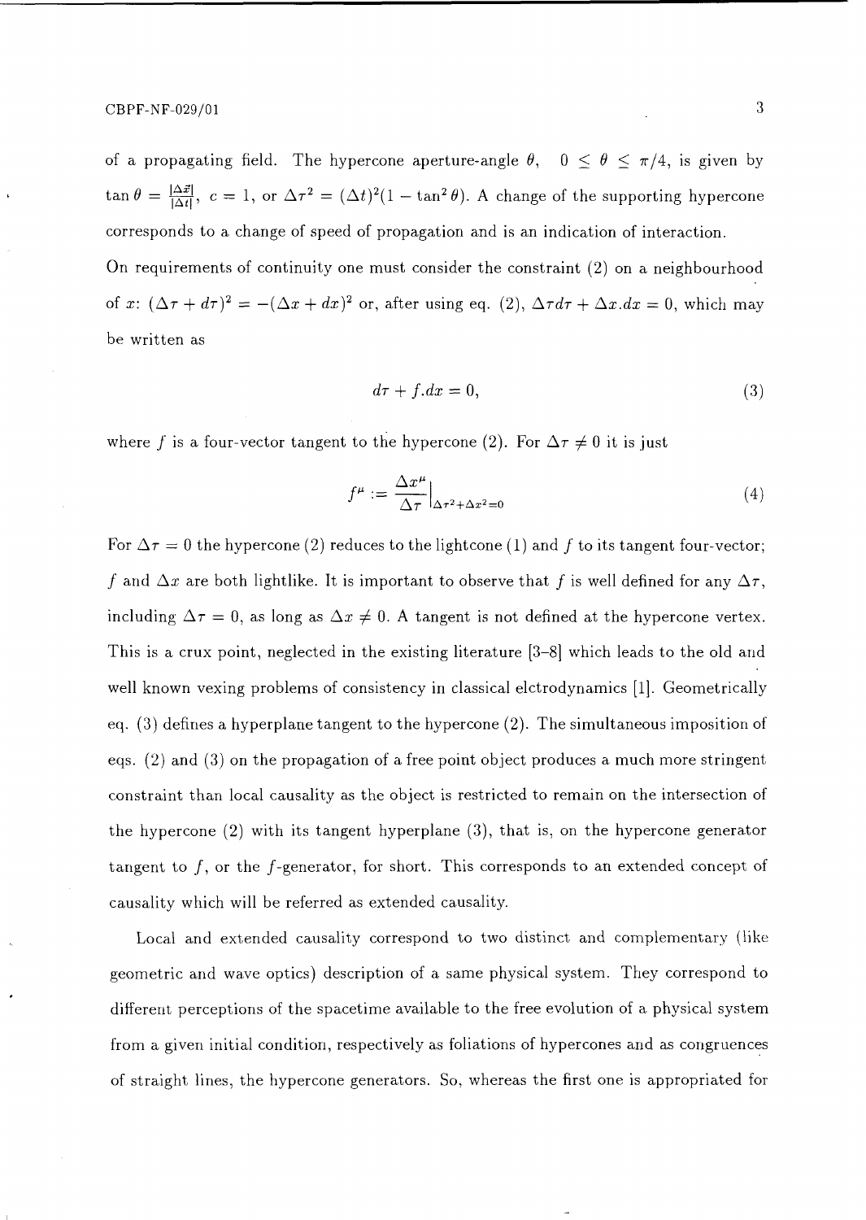of a propagating field. The hypercone aperture-angle $\theta$, $0 \leq \theta \leq \pi/4$, is given by $\tan\theta = \frac{|\Delta\vec{x}|}{|\Delta t|}$, $c = 1$, or $\Delta\tau^2 = (\Delta t)^2(1 - \tan^2\theta)$. A change of the supporting hypercone corresponds to a change of speed of propagation and is an indication of interaction.

On requirements of continuity one must consider the constraint (2) on a neighbourhood of $x$: $(\Delta\tau + d\tau)^2 = -(\Delta x + dx)^2$ or, after using eq. (2), $\Delta\tau d\tau + \Delta x.dx = 0$, which may be written as

$$d\tau + f.dx = 0, \tag{3}$$

where $f$ is a four-vector tangent to the hypercone (2). For $\Delta\tau \neq 0$ it is just

$$f^{\mu} := \frac{\Delta x^{\mu}}{\Delta\tau}\Big|_{\Delta\tau^2 + \Delta x^2 = 0} \tag{4}$$

For $\Delta\tau = 0$ the hypercone (2) reduces to the lightcone (1) and $f$ to its tangent four-vector; $f$ and $\Delta x$ are both lightlike. It is important to observe that $f$ is well defined for any $\Delta\tau$, including $\Delta\tau = 0$, as long as $\Delta x \neq 0$. A tangent is not defined at the hypercone vertex. This is a crux point, neglected in the existing literature [3–8] which leads to the old and well known vexing problems of consistency in classical elctrodynamics [1]. Geometrically eq. (3) defines a hyperplane tangent to the hypercone (2). The simultaneous imposition of eqs. (2) and (3) on the propagation of a free point object produces a much more stringent constraint than local causality as the object is restricted to remain on the intersection of the hypercone (2) with its tangent hyperplane (3), that is, on the hypercone generator tangent to $f$, or the $f$-generator, for short. This corresponds to an extended concept of causality which will be referred as extended causality.

Local and extended causality correspond to two distinct and complementary (like geometric and wave optics) description of a same physical system. They correspond to different perceptions of the spacetime available to the free evolution of a physical system from a given initial condition, respectively as foliations of hypercones and as congruences of straight lines, the hypercone generators. So, whereas the first one is appropriated for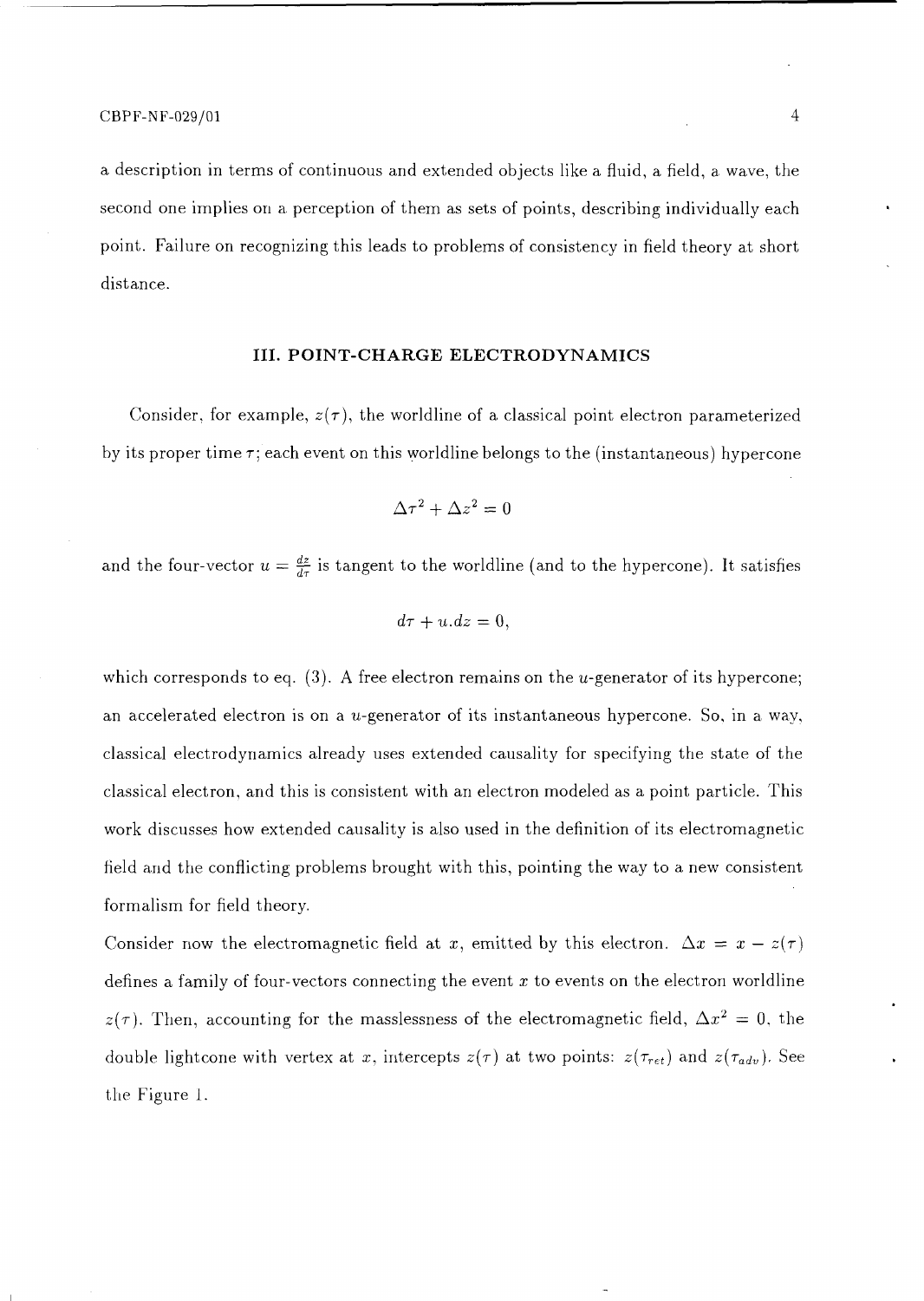a description in terms of continuous and extended objects like a fluid, a field, a wave, the second one implies on a perception of them as sets of points, describing individually each point. Failure on recognizing this leads to problems of consistency in field theory at short distance.

## III. POINT-CHARGE ELECTRODYNAMICS

Consider, for example, $z(\tau)$, the worldline of a classical point electron parameterized by its proper time $\tau$; each event on this worldline belongs to the (instantaneous) hypercone

$$\Delta\tau^2 + \Delta z^2 = 0$$

and the four-vector $u = \frac{dz}{d\tau}$ is tangent to the worldline (and to the hypercone). It satisfies

$$d\tau + u.dz = 0,$$

which corresponds to eq. (3). A free electron remains on the $u$-generator of its hypercone; an accelerated electron is on a $u$-generator of its instantaneous hypercone. So, in a way, classical electrodynamics already uses extended causality for specifying the state of the classical electron, and this is consistent with an electron modeled as a point particle. This work discusses how extended causality is also used in the definition of its electromagnetic field and the conflicting problems brought with this, pointing the way to a new consistent formalism for field theory.

Consider now the electromagnetic field at $x$, emitted by this electron. $\Delta x = x - z(\tau)$ defines a family of four-vectors connecting the event $x$ to events on the electron worldline $z(\tau)$. Then, accounting for the masslessness of the electromagnetic field, $\Delta x^2 = 0$, the double lightcone with vertex at $x$, intercepts $z(\tau)$ at two points: $z(\tau_{ret})$ and $z(\tau_{adv})$. See the Figure 1.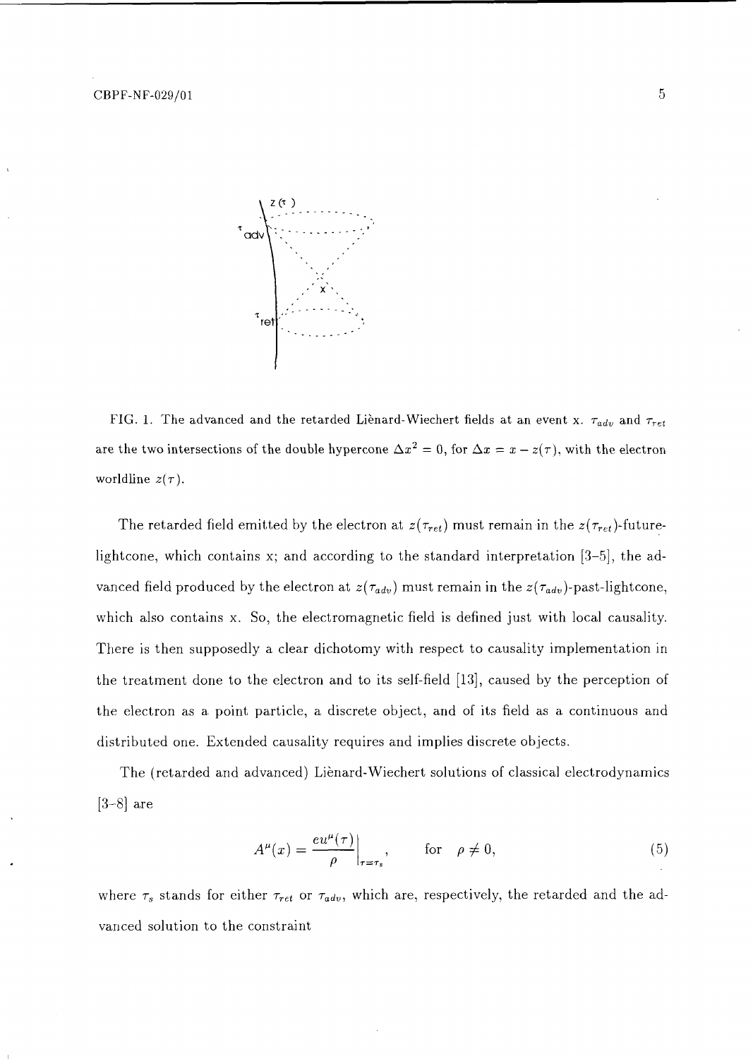FIG. 1. The advanced and the retarded Liènard-Wiechert fields at an event x. $\tau_{adv}$ and $\tau_{ret}$ are the two intersections of the double hypercone $\Delta x^2 = 0$, for $\Delta x = x - z(\tau)$, with the electron worldline $z(\tau)$.

The retarded field emitted by the electron at $z(\tau_{ret})$ must remain in the $z(\tau_{ret})$-future-lightcone, which contains x; and according to the standard interpretation [3–5], the advanced field produced by the electron at $z(\tau_{adv})$ must remain in the $z(\tau_{adv})$-past-lightcone, which also contains x. So, the electromagnetic field is defined just with local causality. There is then supposedly a clear dichotomy with respect to causality implementation in the treatment done to the electron and to its self-field [13], caused by the perception of the electron as a point particle, a discrete object, and of its field as a continuous and distributed one. Extended causality requires and implies discrete objects.

The (retarded and advanced) Liènard-Wiechert solutions of classical electrodynamics [3–8] are

$$A^{\mu}(x) = \frac{eu^{\mu}(\tau)}{\rho}\bigg|_{\tau=\tau_s}, \qquad \text{for} \quad \rho \neq 0, \tag{5}$$

where $\tau_s$ stands for either $\tau_{ret}$ or $\tau_{adv}$, which are, respectively, the retarded and the advanced solution to the constraint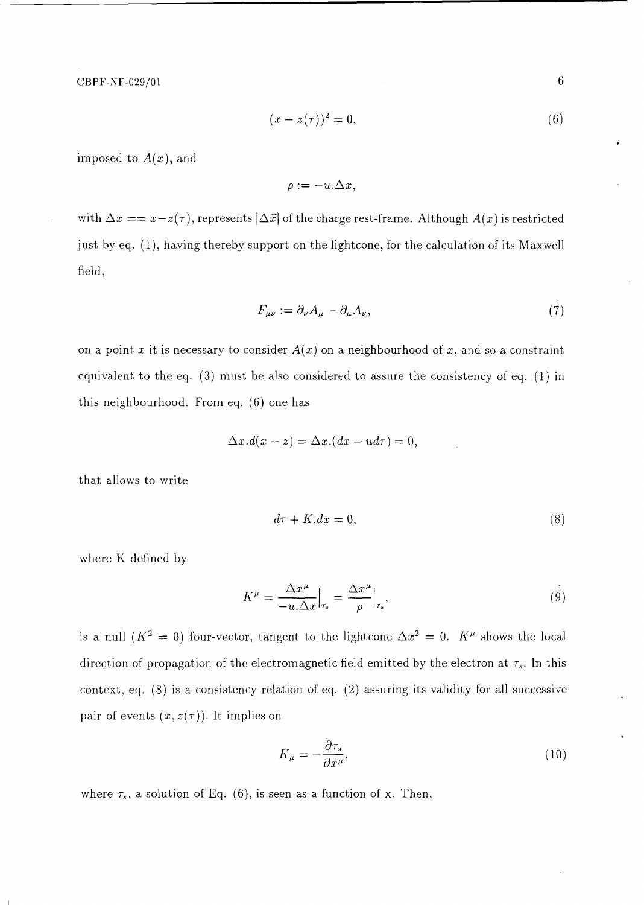$$(x - z(\tau))^2 = 0, \tag{6}$$

imposed to $A(x)$, and

$$\rho := -u.\Delta x,$$

with $\Delta x == x - z(\tau)$, represents $|\Delta\vec{x}|$ of the charge rest-frame. Although $A(x)$ is restricted just by eq. (1), having thereby support on the lightcone, for the calculation of its Maxwell field,

$$F_{\mu\nu} := \partial_\nu A_\mu - \partial_\mu A_\nu, \tag{7}$$

on a point $x$ it is necessary to consider $A(x)$ on a neighbourhood of $x$, and so a constraint equivalent to the eq. (3) must be also considered to assure the consistency of eq. (1) in this neighbourhood. From eq. (6) one has

$$\Delta x.d(x - z) = \Delta x.(dx - ud\tau) = 0,$$

that allows to write

$$d\tau + K.dx = 0, \tag{8}$$

where K defined by

$$K^\mu = \frac{\Delta x^\mu}{-u.\Delta x}\Big|_{\tau_s} = \frac{\Delta x^\mu}{\rho}\Big|_{\tau_s}, \tag{9}$$

is a null ($K^2 = 0$) four-vector, tangent to the lightcone $\Delta x^2 = 0$. $K^\mu$ shows the local direction of propagation of the electromagnetic field emitted by the electron at $\tau_s$. In this context, eq. (8) is a consistency relation of eq. (2) assuring its validity for all successive pair of events $(x, z(\tau))$. It implies on

$$K_\mu = -\frac{\partial \tau_s}{\partial x^\mu}, \tag{10}$$

where $\tau_s$, a solution of Eq. (6), is seen as a function of x. Then,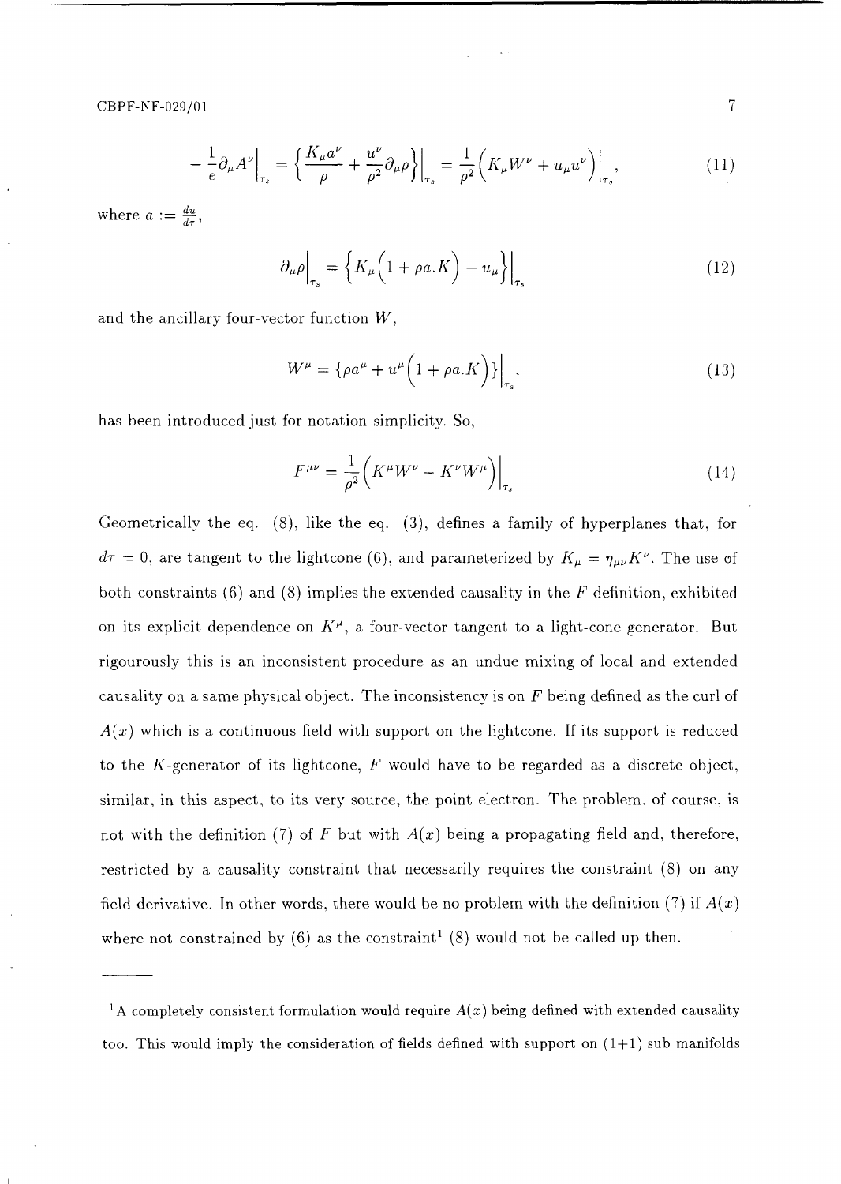$$
-\frac{1}{e}\partial_{\mu}A^{\nu}\Big|_{\tau_s} = \Big\{\frac{K_{\mu}a^{\nu}}{\rho} + \frac{u^{\nu}}{\rho^2}\partial_{\mu}\rho\Big\}\Big|_{\tau_s} = \frac{1}{\rho^2}\Big(K_{\mu}W^{\nu} + u_{\mu}u^{\nu}\Big)\Big|_{\tau_s}, \tag{11}
$$

where $a := \frac{du}{d\tau}$,

$$
\partial_{\mu}\rho\Big|_{\tau_s} = \Big\{K_{\mu}\Big(1 + \rho a.K\Big) - u_{\mu}\Big\}\Big|_{\tau_s} \tag{12}
$$

and the ancillary four-vector function $W$,

$$
W^{\mu} = \{\rho a^{\mu} + u^{\mu}\Big(1 + \rho a.K\Big)\}\Big|_{\tau_s}, \tag{13}
$$

has been introduced just for notation simplicity. So,

$$
F^{\mu\nu} = \frac{1}{\rho^2}\Big(K^{\mu}W^{\nu} - K^{\nu}W^{\mu}\Big)\Big|_{\tau_s} \tag{14}
$$

Geometrically the eq. (8), like the eq. (3), defines a family of hyperplanes that, for $d\tau = 0$, are tangent to the lightcone (6), and parameterized by $K_{\mu} = \eta_{\mu\nu}K^{\nu}$. The use of both constraints (6) and (8) implies the extended causality in the $F$ definition, exhibited on its explicit dependence on $K^{\mu}$, a four-vector tangent to a light-cone generator. But rigourously this is an inconsistent procedure as an undue mixing of local and extended causality on a same physical object. The inconsistency is on $F$ being defined as the curl of $A(x)$ which is a continuous field with support on the lightcone. If its support is reduced to the $K$-generator of its lightcone, $F$ would have to be regarded as a discrete object, similar, in this aspect, to its very source, the point electron. The problem, of course, is not with the definition (7) of $F$ but with $A(x)$ being a propagating field and, therefore, restricted by a causality constraint that necessarily requires the constraint (8) on any field derivative. In other words, there would be no problem with the definition (7) if $A(x)$ where not constrained by (6) as the constraint[1] (8) would not be called up then.

---

[1] A completely consistent formulation would require $A(x)$ being defined with extended causality too. This would imply the consideration of fields defined with support on (1+1) sub manifolds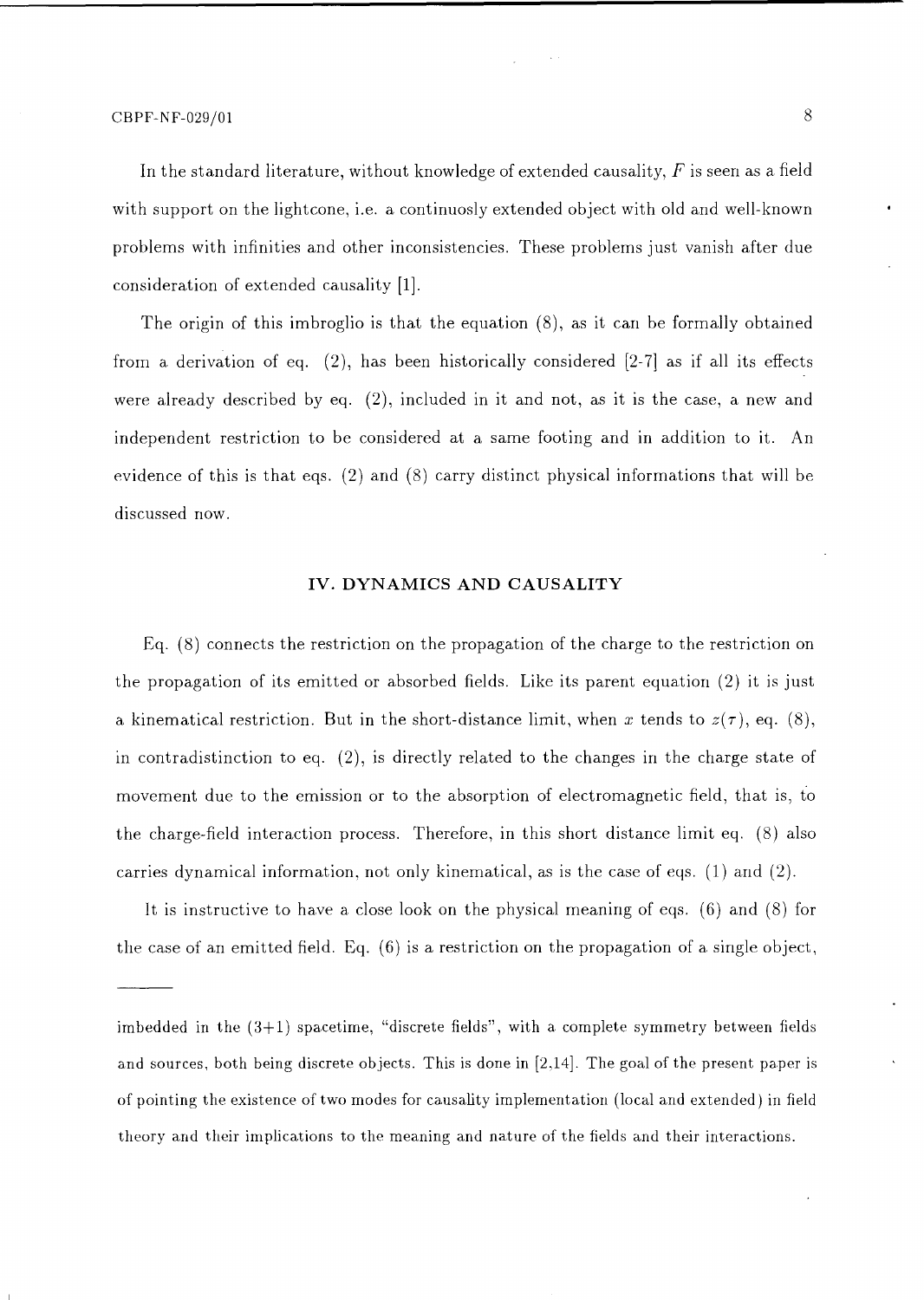In the standard literature, without knowledge of extended causality, $F$ is seen as a field with support on the lightcone, i.e. a continuosly extended object with old and well-known problems with infinities and other inconsistencies. These problems just vanish after due consideration of extended causality [1].

The origin of this imbroglio is that the equation (8), as it can be formally obtained from a derivation of eq. (2), has been historically considered [2-7] as if all its effects were already described by eq. (2), included in it and not, as it is the case, a new and independent restriction to be considered at a same footing and in addition to it. An evidence of this is that eqs. (2) and (8) carry distinct physical informations that will be discussed now.

## IV. DYNAMICS AND CAUSALITY

Eq. (8) connects the restriction on the propagation of the charge to the restriction on the propagation of its emitted or absorbed fields. Like its parent equation (2) it is just a kinematical restriction. But in the short-distance limit, when $x$ tends to $z(\tau)$, eq. (8), in contradistinction to eq. (2), is directly related to the changes in the charge state of movement due to the emission or to the absorption of electromagnetic field, that is, to the charge-field interaction process. Therefore, in this short distance limit eq. (8) also carries dynamical information, not only kinematical, as is the case of eqs. (1) and (2).

It is instructive to have a close look on the physical meaning of eqs. (6) and (8) for the case of an emitted field. Eq. (6) is a restriction on the propagation of a single object,

---

imbedded in the (3+1) spacetime, "discrete fields", with a complete symmetry between fields and sources, both being discrete objects. This is done in [2,14]. The goal of the present paper is of pointing the existence of two modes for causality implementation (local and extended) in field theory and their implications to the meaning and nature of the fields and their interactions.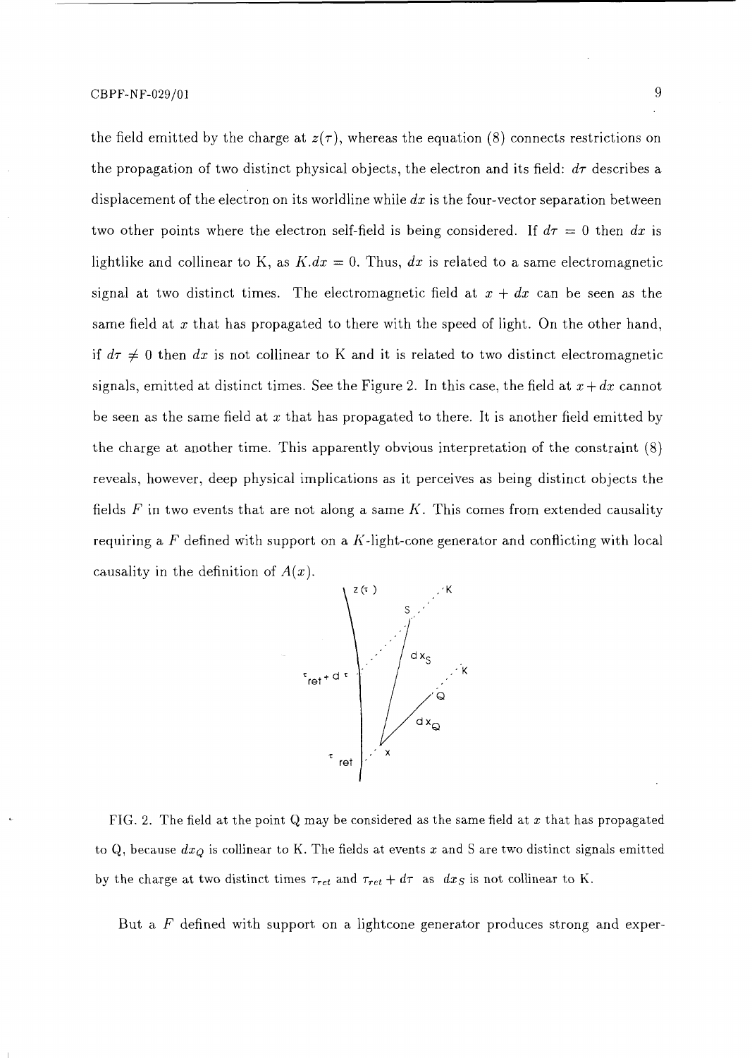the field emitted by the charge at $z(\tau)$, whereas the equation (8) connects restrictions on the propagation of two distinct physical objects, the electron and its field: $d\tau$ describes a displacement of the electron on its worldline while $dx$ is the four-vector separation between two other points where the electron self-field is being considered. If $d\tau = 0$ then $dx$ is lightlike and collinear to K, as $K.dx = 0$. Thus, $dx$ is related to a same electromagnetic signal at two distinct times. The electromagnetic field at $x + dx$ can be seen as the same field at $x$ that has propagated to there with the speed of light. On the other hand, if $d\tau \neq 0$ then $dx$ is not collinear to K and it is related to two distinct electromagnetic signals, emitted at distinct times. See the Figure 2. In this case, the field at $x + dx$ cannot be seen as the same field at $x$ that has propagated to there. It is another field emitted by the charge at another time. This apparently obvious interpretation of the constraint (8) reveals, however, deep physical implications as it perceives as being distinct objects the fields $F$ in two events that are not along a same $K$. This comes from extended causality requiring a $F$ defined with support on a $K$-light-cone generator and conflicting with local causality in the definition of $A(x)$.

FIG. 2. The field at the point Q may be considered as the same field at $x$ that has propagated to Q, because $dx_Q$ is collinear to K. The fields at events $x$ and S are two distinct signals emitted by the charge at two distinct times $\tau_{ret}$ and $\tau_{ret} + d\tau$ as $dx_S$ is not collinear to K.

But a $F$ defined with support on a lightcone generator produces strong and exper-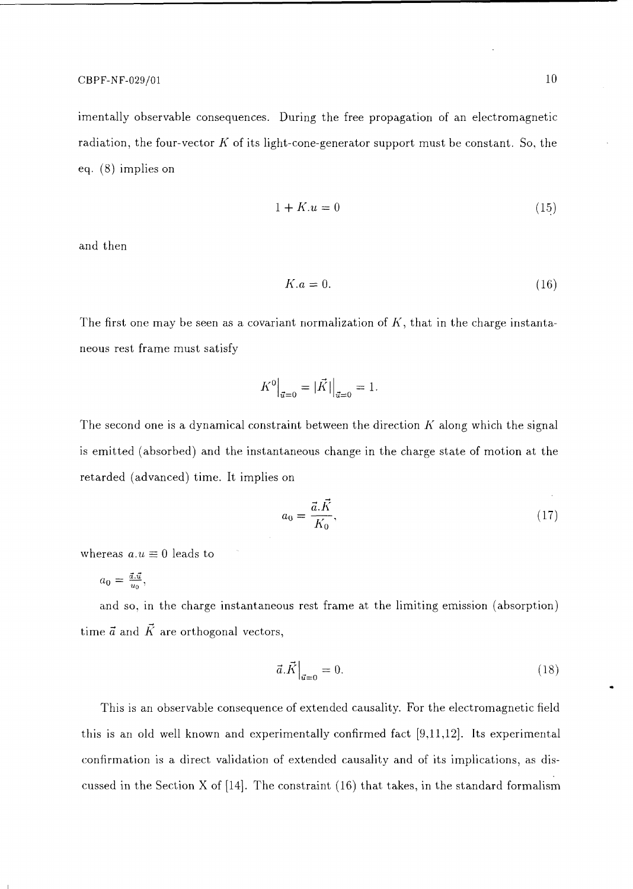imentally observable consequences. During the free propagation of an electromagnetic radiation, the four-vector $K$ of its light-cone-generator support must be constant. So, the eq. (8) implies on

$$1 + K.u = 0 \tag{15}$$

and then

$$K.a = 0. \tag{16}$$

The first one may be seen as a covariant normalization of $K$, that in the charge instantaneous rest frame must satisfy

$$K^0\Big|_{\vec{u}=0} = |\vec{K}|\Big|_{\vec{u}=0} = 1.$$

The second one is a dynamical constraint between the direction $K$ along which the signal is emitted (absorbed) and the instantaneous change in the charge state of motion at the retarded (advanced) time. It implies on

$$a_0 = \frac{\vec{a}.\vec{K}}{K_0}, \tag{17}$$

whereas $a.u \equiv 0$ leads to

$a_0 = \frac{\vec{a}.\vec{u}}{u_0}$,

and so, in the charge instantaneous rest frame at the limiting emission (absorption) time $\vec{a}$ and $\vec{K}$ are orthogonal vectors,

$$\vec{a}.\vec{K}\Big|_{\vec{u}=0} = 0. \tag{18}$$

This is an observable consequence of extended causality. For the electromagnetic field this is an old well known and experimentally confirmed fact [9,11,12]. Its experimental confirmation is a direct validation of extended causality and of its implications, as discussed in the Section X of [14]. The constraint (16) that takes, in the standard formalism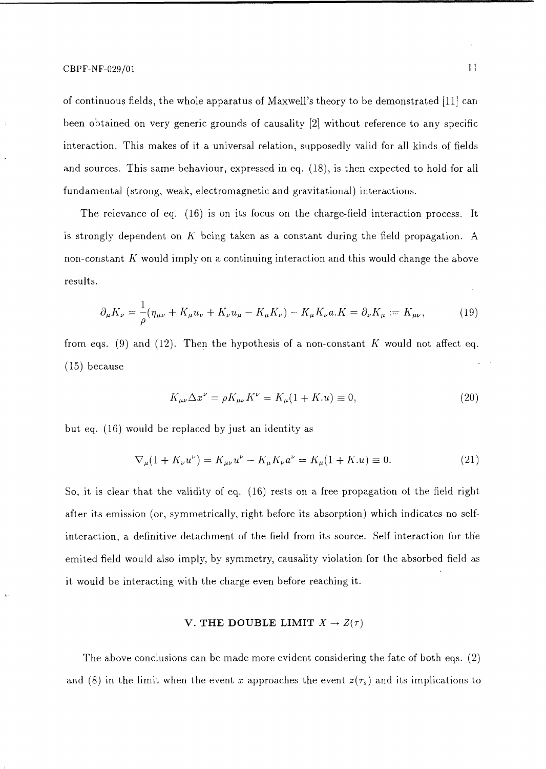of continuous fields, the whole apparatus of Maxwell's theory to be demonstrated [11] can been obtained on very generic grounds of causality [2] without reference to any specific interaction. This makes of it a universal relation, supposedly valid for all kinds of fields and sources. This same behaviour, expressed in eq. (18), is then expected to hold for all fundamental (strong, weak, electromagnetic and gravitational) interactions.

The relevance of eq. (16) is on its focus on the charge-field interaction process. It is strongly dependent on $K$ being taken as a constant during the field propagation. A non-constant $K$ would imply on a continuing interaction and this would change the above results.

$$\partial_\mu K_\nu = \frac{1}{\rho}(\eta_{\mu\nu} + K_\mu u_\nu + K_\nu u_\mu - K_\mu K_\nu) - K_\mu K_\nu a.K = \partial_\nu K_\mu := K_{\mu\nu}, \tag{19}$$

from eqs. (9) and (12). Then the hypothesis of a non-constant $K$ would not affect eq. (15) because

$$K_{\mu\nu}\Delta x^\nu = \rho K_{\mu\nu}K^\nu = K_\mu(1 + K.u) \equiv 0, \tag{20}$$

but eq. (16) would be replaced by just an identity as

$$\nabla_\mu(1 + K_\nu u^\nu) = K_{\mu\nu}u^\nu - K_\mu K_\nu a^\nu = K_\mu(1 + K.u) \equiv 0. \tag{21}$$

So, it is clear that the validity of eq. (16) rests on a free propagation of the field right after its emission (or, symmetrically, right before its absorption) which indicates no self-interaction, a definitive detachment of the field from its source. Self interaction for the emited field would also imply, by symmetry, causality violation for the absorbed field as it would be interacting with the charge even before reaching it.

## V. THE DOUBLE LIMIT $X \to Z(\tau)$

The above conclusions can be made more evident considering the fate of both eqs. (2) and (8) in the limit when the event $x$ approaches the event $z(\tau_s)$ and its implications to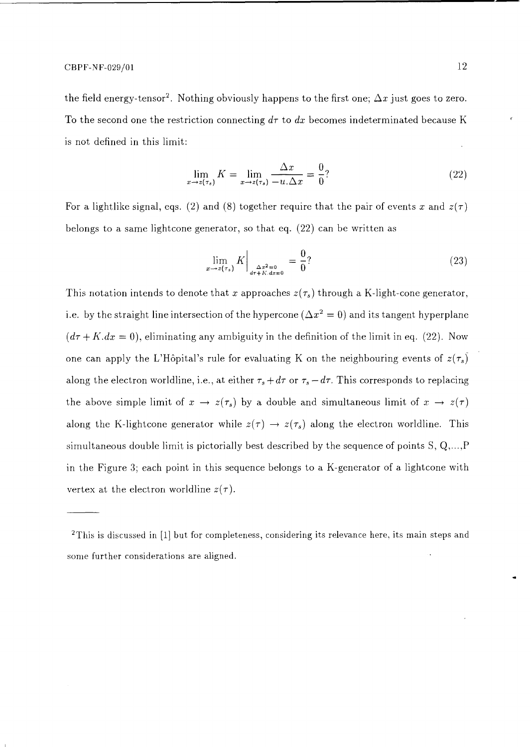the field energy-tensor[2]. Nothing obviously happens to the first one; $\Delta x$ just goes to zero. To the second one the restriction connecting $d\tau$ to $dx$ becomes indeterminated because K is not defined in this limit:

$$\lim_{x \to z(\tau_s)} K = \lim_{x \to z(\tau_s)} \frac{\Delta x}{-u.\Delta x} = \frac{0}{0}? \tag{22}$$

For a lightlike signal, eqs. (2) and (8) together require that the pair of events $x$ and $z(\tau)$ belongs to a same lightcone generator, so that eq. (22) can be written as

$$\lim_{x \to z(\tau_s)} K \Big|_{\substack{\Delta x^2 = 0 \\ d\tau + K.dx = 0}} = \frac{0}{0}? \tag{23}$$

This notation intends to denote that $x$ approaches $z(\tau_s)$ through a K-light-cone generator, i.e. by the straight line intersection of the hypercone ($\Delta x^2 = 0$) and its tangent hyperplane ($d\tau + K.dx = 0$), eliminating any ambiguity in the definition of the limit in eq. (22). Now one can apply the L'Hôpital's rule for evaluating K on the neighbouring events of $z(\tau_s)$ along the electron worldline, i.e., at either $\tau_s + d\tau$ or $\tau_s - d\tau$. This corresponds to replacing the above simple limit of $x \to z(\tau_s)$ by a double and simultaneous limit of $x \to z(\tau)$ along the K-lightcone generator while $z(\tau) \to z(\tau_s)$ along the electron worldline. This simultaneous double limit is pictorially best described by the sequence of points S, Q,...,P in the Figure 3; each point in this sequence belongs to a K-generator of a lightcone with vertex at the electron worldline $z(\tau)$.

---

[2]This is discussed in [1] but for completeness, considering its relevance here, its main steps and some further considerations are aligned.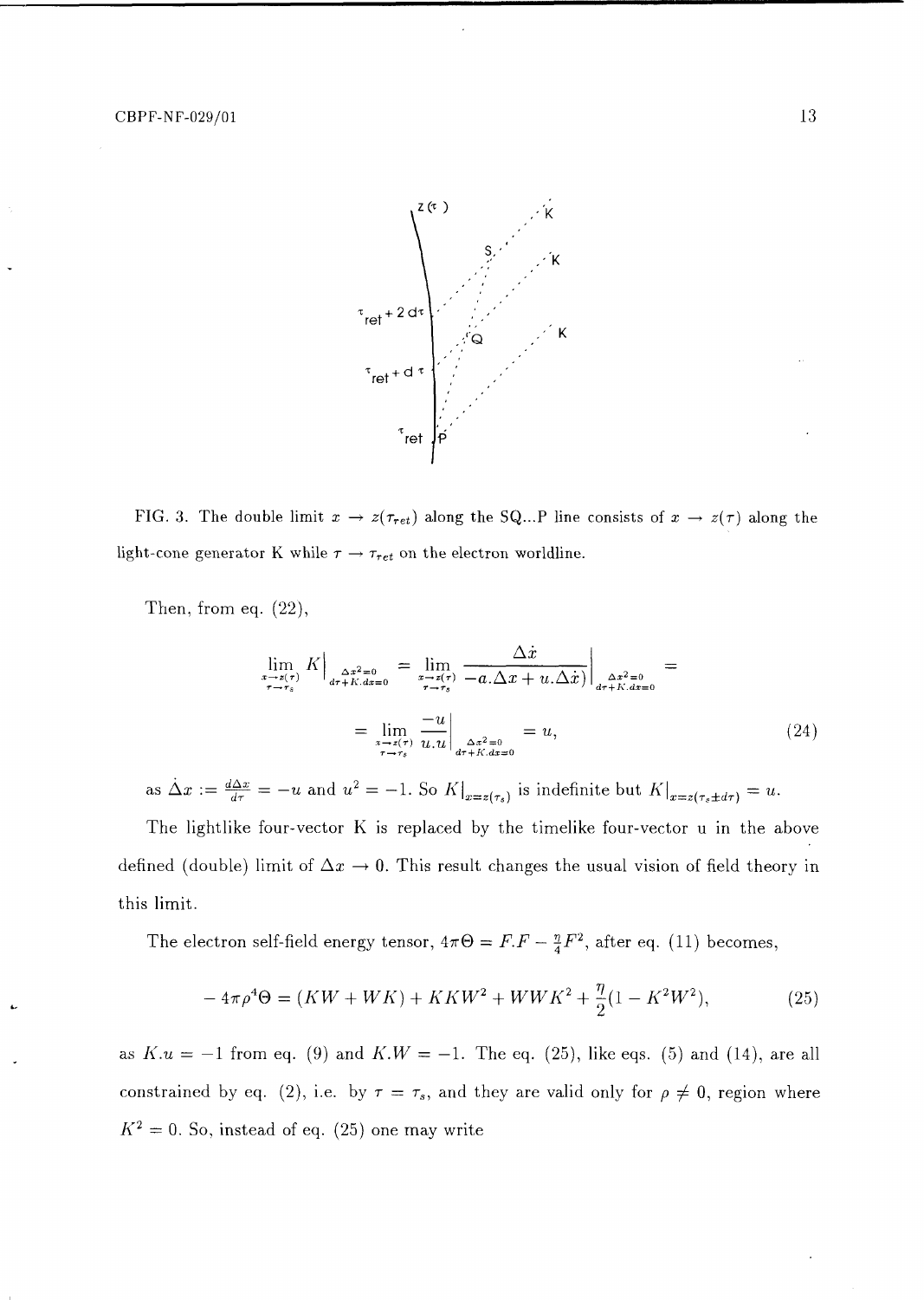FIG. 3. The double limit $x \to z(\tau_{ret})$ along the SQ...P line consists of $x \to z(\tau)$ along the light-cone generator K while $\tau \to \tau_{ret}$ on the electron worldline.

Then, from eq. (22),

$$
\lim_{\substack{x \to z(\tau) \\ \tau \to \tau_s}} K\Big|_{\substack{\Delta x^2 = 0 \\ d\tau + K.dx = 0}} = \lim_{\substack{x \to z(\tau) \\ \tau \to \tau_s}} \frac{\Delta \dot{x}}{-a.\Delta x + u.\Delta \dot{x})}\Big|_{\substack{\Delta x^2 = 0 \\ d\tau + K.dx = 0}} =
$$

$$
= \lim_{\substack{x \to z(\tau) \\ \tau \to \tau_s}} \frac{-u}{u.u}\Big|_{\substack{\Delta x^2 = 0 \\ d\tau + K.dx = 0}} = u, \tag{24}
$$

as $\Delta \dot{x} := \frac{d\Delta x}{d\tau} = -u$ and $u^2 = -1$. So $K|_{x = z(\tau_s)}$ is indefinite but $K|_{x = z(\tau_s \pm d\tau)} = u$.

The lightlike four-vector K is replaced by the timelike four-vector u in the above defined (double) limit of $\Delta x \to 0$. This result changes the usual vision of field theory in this limit.

The electron self-field energy tensor, $4\pi\Theta = F.F - \frac{\eta}{4}F^2$, after eq. (11) becomes,

$$
-4\pi\rho^4\Theta = (KW + WK) + KKW^2 + WWK^2 + \frac{\eta}{2}(1 - K^2W^2), \tag{25}
$$

as $K.u = -1$ from eq. (9) and $K.W = -1$. The eq. (25), like eqs. (5) and (14), are all constrained by eq. (2), i.e. by $\tau = \tau_s$, and they are valid only for $\rho \neq 0$, region where $K^2 = 0$. So, instead of eq. (25) one may write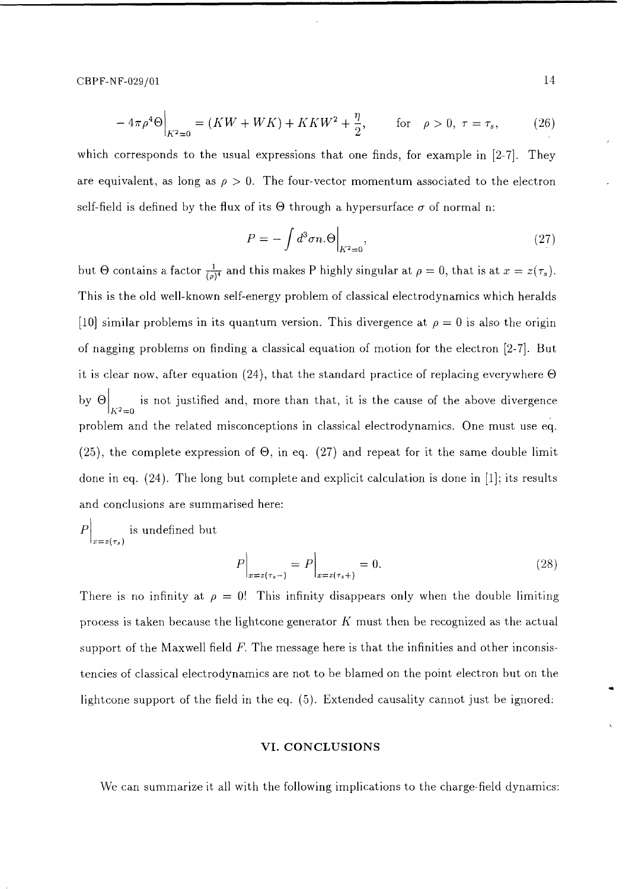$$- 4\pi\rho^4\Theta\Big|_{K^2=0} = (KW + WK) + KKW^2 + \frac{\eta}{2}, \qquad \text{for} \quad \rho > 0, \ \tau = \tau_s, \tag{26}$$

which corresponds to the usual expressions that one finds, for example in [2-7]. They are equivalent, as long as $\rho > 0$. The four-vector momentum associated to the electron self-field is defined by the flux of its $\Theta$ through a hypersurface $\sigma$ of normal n:

$$P = -\int d^3\sigma n.\Theta\Big|_{K^2=0}, \tag{27}$$

but $\Theta$ contains a factor $\frac{1}{(\rho)^4}$ and this makes P highly singular at $\rho = 0$, that is at $x = z(\tau_s)$. This is the old well-known self-energy problem of classical electrodynamics which heralds [10] similar problems in its quantum version. This divergence at $\rho = 0$ is also the origin of nagging problems on finding a classical equation of motion for the electron [2-7]. But it is clear now, after equation (24), that the standard practice of replacing everywhere $\Theta$ by $\Theta\Big|_{K^2=0}$ is not justified and, more than that, it is the cause of the above divergence problem and the related misconceptions in classical electrodynamics. One must use eq. (25), the complete expression of $\Theta$, in eq. (27) and repeat for it the same double limit done in eq. (24). The long but complete and explicit calculation is done in [1]; its results and conclusions are summarised here:

$P\Big|_{x=z(\tau_s)}$ is undefined but

$$P\Big|_{x=z(\tau_s-)} = P\Big|_{x=z(\tau_s+)} = 0. \tag{28}$$

There is no infinity at $\rho = 0$! This infinity disappears only when the double limiting process is taken because the lightcone generator $K$ must then be recognized as the actual support of the Maxwell field $F$. The message here is that the infinities and other inconsistencies of classical electrodynamics are not to be blamed on the point electron but on the lightcone support of the field in the eq. (5). Extended causality cannot just be ignored:

## VI. CONCLUSIONS

We can summarize it all with the following implications to the charge-field dynamics: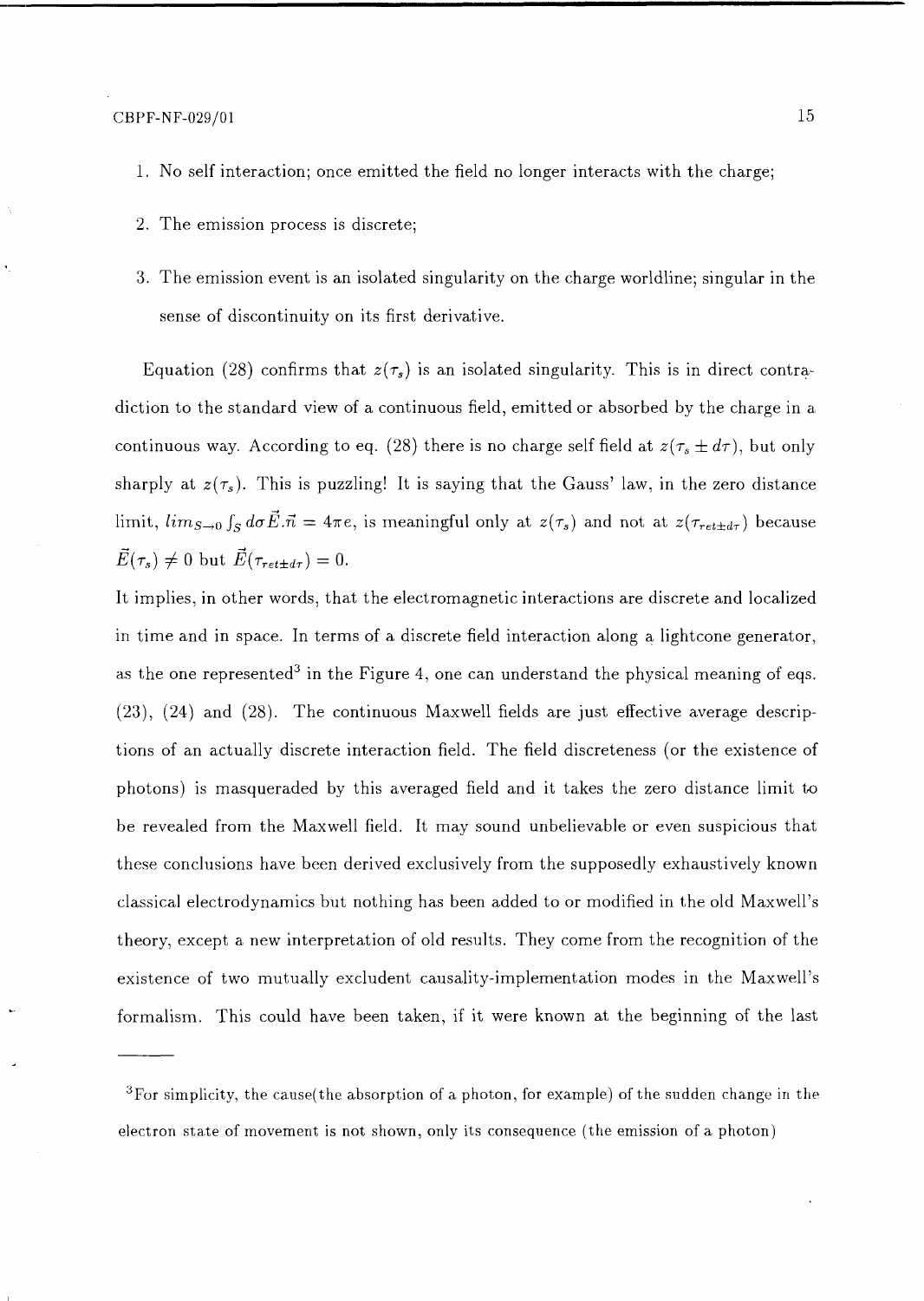1. No self interaction; once emitted the field no longer interacts with the charge;

2. The emission process is discrete;

3. The emission event is an isolated singularity on the charge worldline; singular in the sense of discontinuity on its first derivative.

Equation (28) confirms that $z(\tau_s)$ is an isolated singularity. This is in direct contradiction to the standard view of a continuous field, emitted or absorbed by the charge in a continuous way. According to eq. (28) there is no charge self field at $z(\tau_s \pm d\tau)$, but only sharply at $z(\tau_s)$. This is puzzling! It is saying that the Gauss' law, in the zero distance limit, $lim_{S\to 0}\int_S d\sigma\vec{E}.\vec{n} = 4\pi e$, is meaningful only at $z(\tau_s)$ and not at $z(\tau_{ret\pm d\tau})$ because $\vec{E}(\tau_s) \neq 0$ but $\vec{E}(\tau_{ret\pm d\tau}) = 0$.

It implies, in other words, that the electromagnetic interactions are discrete and localized in time and in space. In terms of a discrete field interaction along a lightcone generator, as the one represented[3] in the Figure 4, one can understand the physical meaning of eqs. (23), (24) and (28). The continuous Maxwell fields are just effective average descriptions of an actually discrete interaction field. The field discreteness (or the existence of photons) is masqueraded by this averaged field and it takes the zero distance limit to be revealed from the Maxwell field. It may sound unbelievable or even suspicious that these conclusions have been derived exclusively from the supposedly exhaustively known classical electrodynamics but nothing has been added to or modified in the old Maxwell's theory, except a new interpretation of old results. They come from the recognition of the existence of two mutually excludent causality-implementation modes in the Maxwell's formalism. This could have been taken, if it were known at the beginning of the last

[3]For simplicity, the cause(the absorption of a photon, for example) of the sudden change in the electron state of movement is not shown, only its consequence (the emission of a photon)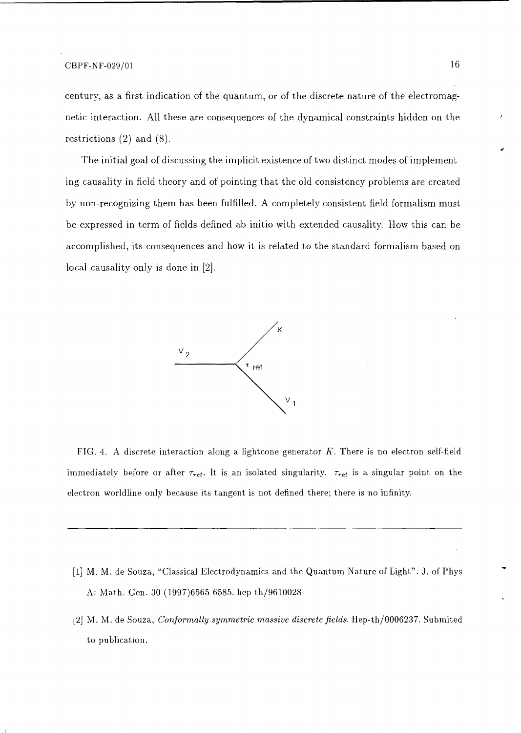century, as a first indication of the quantum, or of the discrete nature of the electromagnetic interaction. All these are consequences of the dynamical constraints hidden on the restrictions (2) and (8).

The initial goal of discussing the implicit existence of two distinct modes of implementing causality in field theory and of pointing that the old consistency problems are created by non-recognizing them has been fulfilled. A completely consistent field formalism must be expressed in term of fields defined ab initio with extended causality. How this can be accomplished, its consequences and how it is related to the standard formalism based on local causality only is done in [2].

FIG. 4. A discrete interaction along a lightcone generator $K$. There is no electron self-field immediately before or after $\tau_{ret}$. It is an isolated singularity. $\tau_{ret}$ is a singular point on the electron worldline only because its tangent is not defined there; there is no infinity.

---

[1] M. M. de Souza, "Classical Electrodynamics and the Quantum Nature of Light". J. of Phys A: Math. Gen. 30 (1997)6565-6585. hep-th/9610028

[2] M. M. de Souza, *Conformally symmetric massive discrete fields.* Hep-th/0006237. Submited to publication.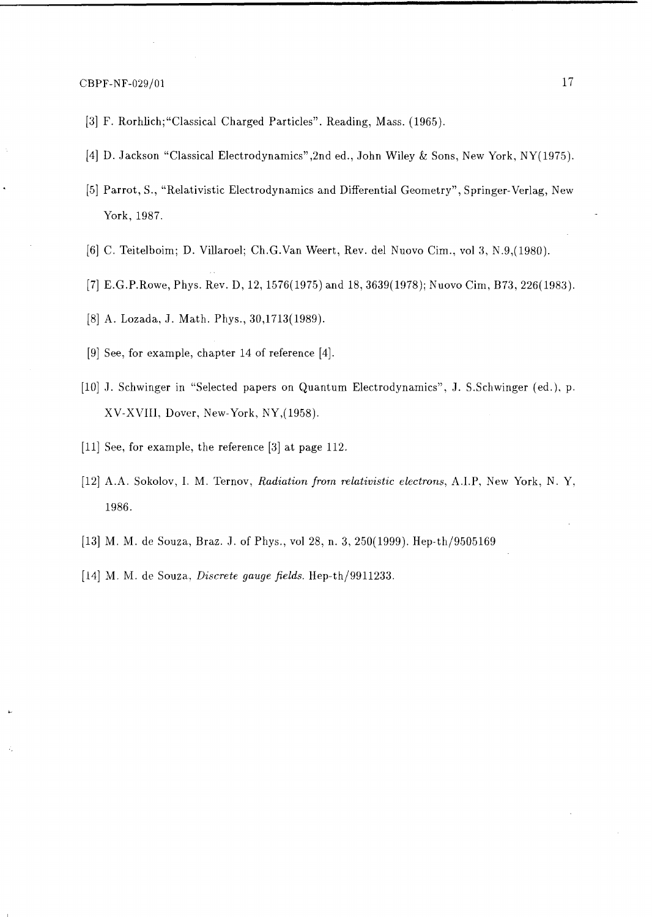[3] F. Rorhlich;"Classical Charged Particles". Reading, Mass. (1965).

[4] D. Jackson "Classical Electrodynamics",2nd ed., John Wiley & Sons, New York, NY(1975).

[5] Parrot, S., "Relativistic Electrodynamics and Differential Geometry", Springer-Verlag, New York, 1987.

[6] C. Teitelboim; D. Villaroel; Ch.G.Van Weert, Rev. del Nuovo Cim., vol 3, N.9,(1980).

[7] E.G.P.Rowe, Phys. Rev. D, 12, 1576(1975) and 18, 3639(1978); Nuovo Cim, B73, 226(1983).

[8] A. Lozada, J. Math. Phys., 30,1713(1989).

[9] See, for example, chapter 14 of reference [4].

[10] J. Schwinger in "Selected papers on Quantum Electrodynamics", J. S.Schwinger (ed.), p. XV-XVIII, Dover, New-York, NY,(1958).

[11] See, for example, the reference [3] at page 112.

[12] A.A. Sokolov, I. M. Ternov, *Radiation from relativistic electrons*, A.I.P, New York, N. Y, 1986.

[13] M. M. de Souza, Braz. J. of Phys., vol 28, n. 3, 250(1999). Hep-th/9505169

[14] M. M. de Souza, *Discrete gauge fields*. Hep-th/9911233.